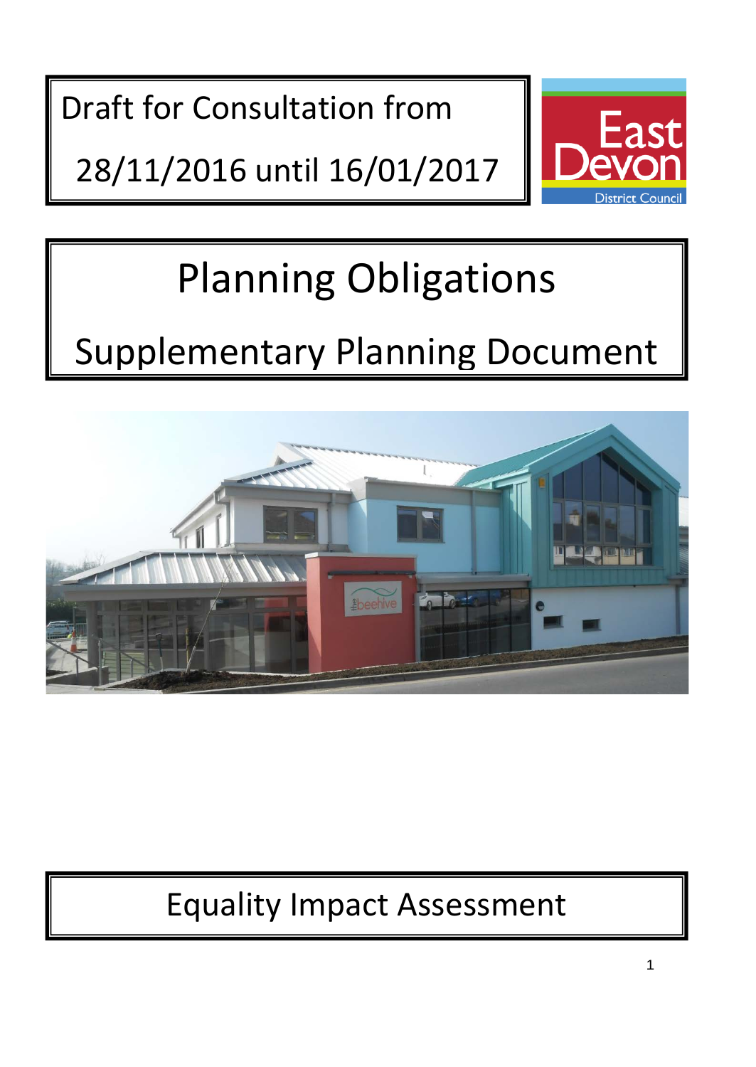Draft for Consultation from

28/11/2016 until 16/01/2017

East Devon District Council

# Planning Obligations

## Supplementary Planning Document

## Equality Impact Assessment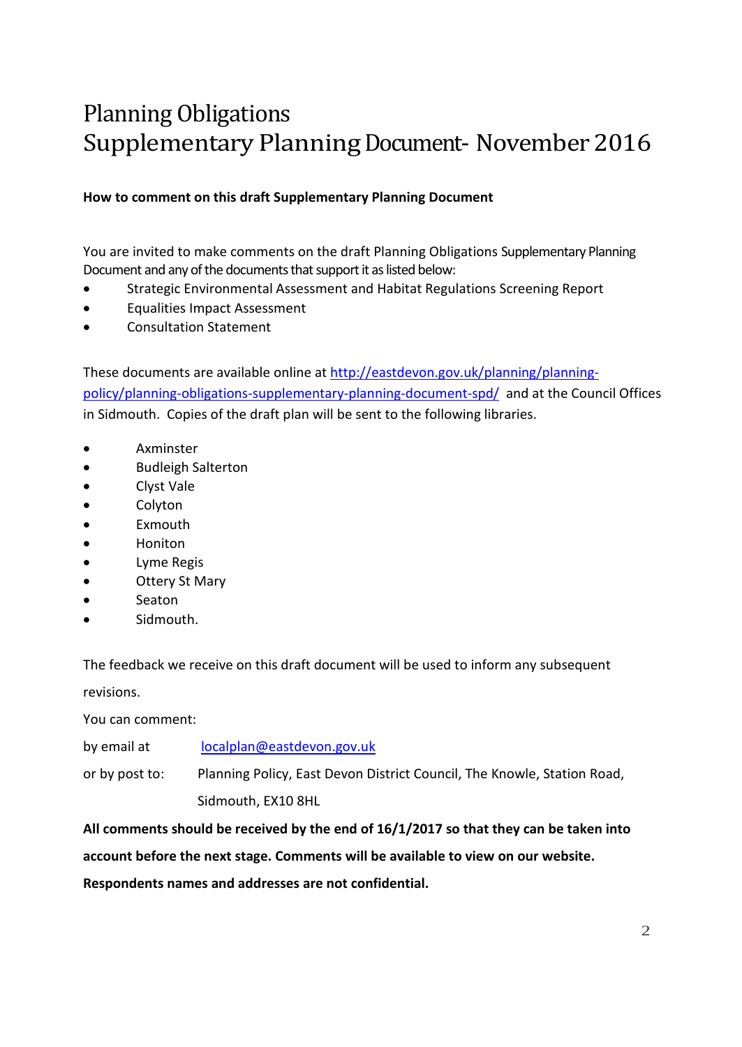# Planning Obligations
# Supplementary Planning Document- November 2016

**How to comment on this draft Supplementary Planning Document**

You are invited to make comments on the draft Planning Obligations Supplementary Planning Document and any of the documents that support it as listed below:

- Strategic Environmental Assessment and Habitat Regulations Screening Report
- Equalities Impact Assessment
- Consultation Statement

These documents are available online at [http://eastdevon.gov.uk/planning/planning-policy/planning-obligations-supplementary-planning-document-spd/](http://eastdevon.gov.uk/planning/planning-policy/planning-obligations-supplementary-planning-document-spd/) and at the Council Offices in Sidmouth. Copies of the draft plan will be sent to the following libraries.

- Axminster
- Budleigh Salterton
- Clyst Vale
- Colyton
- Exmouth
- Honiton
- Lyme Regis
- Ottery St Mary
- Seaton
- Sidmouth.

The feedback we receive on this draft document will be used to inform any subsequent revisions.

You can comment:

by email at [localplan@eastdevon.gov.uk](mailto:localplan@eastdevon.gov.uk)

or by post to: Planning Policy, East Devon District Council, The Knowle, Station Road, Sidmouth, EX10 8HL

**All comments should be received by the end of 16/1/2017 so that they can be taken into account before the next stage. Comments will be available to view on our website. Respondents names and addresses are not confidential.**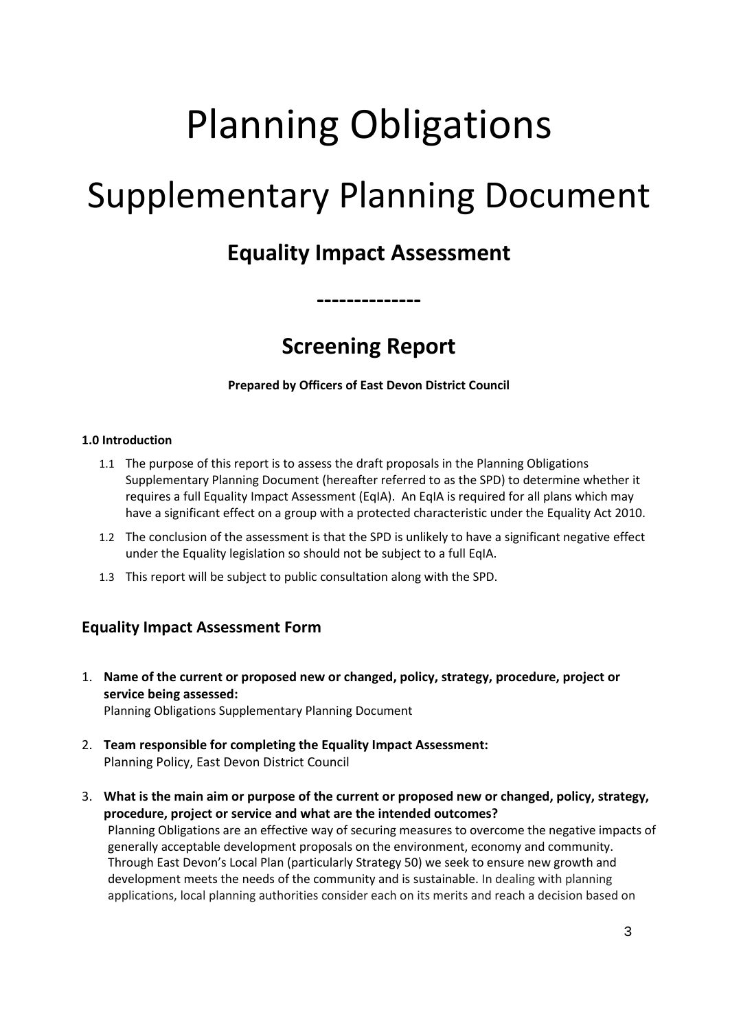# Planning Obligations

# Supplementary Planning Document

## Equality Impact Assessment

**-------------**

## Screening Report

**Prepared by Officers of East Devon District Council**

**1.0 Introduction**

1.1 The purpose of this report is to assess the draft proposals in the Planning Obligations Supplementary Planning Document (hereafter referred to as the SPD) to determine whether it requires a full Equality Impact Assessment (EqIA). An EqIA is required for all plans which may have a significant effect on a group with a protected characteristic under the Equality Act 2010.

1.2 The conclusion of the assessment is that the SPD is unlikely to have a significant negative effect under the Equality legislation so should not be subject to a full EqIA.

1.3 This report will be subject to public consultation along with the SPD.

### Equality Impact Assessment Form

1. **Name of the current or proposed new or changed, policy, strategy, procedure, project or service being assessed:**
   Planning Obligations Supplementary Planning Document

2. **Team responsible for completing the Equality Impact Assessment:**
   Planning Policy, East Devon District Council

3. **What is the main aim or purpose of the current or proposed new or changed, policy, strategy, procedure, project or service and what are the intended outcomes?**
   Planning Obligations are an effective way of securing measures to overcome the negative impacts of generally acceptable development proposals on the environment, economy and community. Through East Devon's Local Plan (particularly Strategy 50) we seek to ensure new growth and development meets the needs of the community and is sustainable. In dealing with planning applications, local planning authorities consider each on its merits and reach a decision based on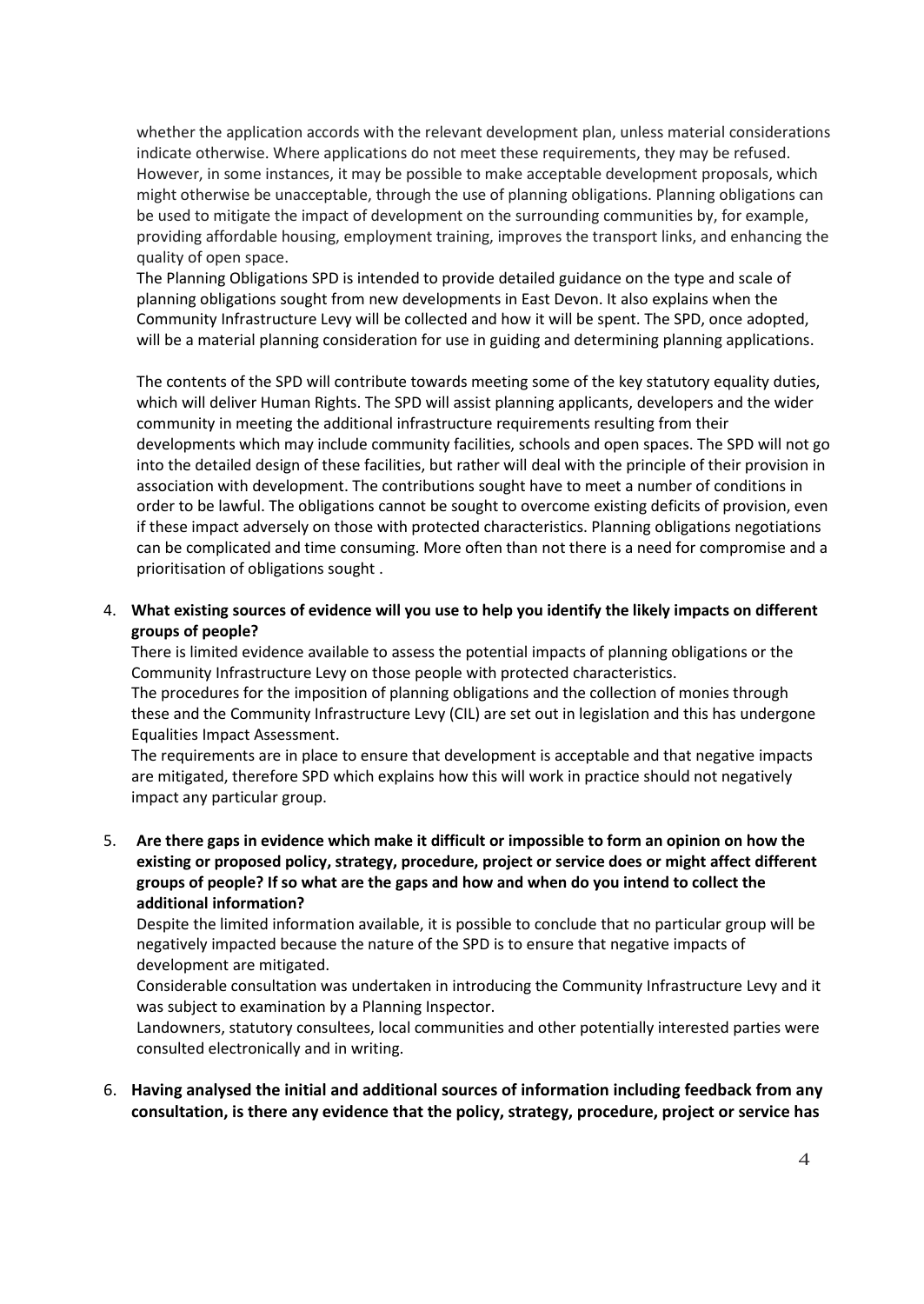whether the application accords with the relevant development plan, unless material considerations indicate otherwise. Where applications do not meet these requirements, they may be refused. However, in some instances, it may be possible to make acceptable development proposals, which might otherwise be unacceptable, through the use of planning obligations. Planning obligations can be used to mitigate the impact of development on the surrounding communities by, for example, providing affordable housing, employment training, improves the transport links, and enhancing the quality of open space.

The Planning Obligations SPD is intended to provide detailed guidance on the type and scale of planning obligations sought from new developments in East Devon. It also explains when the Community Infrastructure Levy will be collected and how it will be spent. The SPD, once adopted, will be a material planning consideration for use in guiding and determining planning applications.

The contents of the SPD will contribute towards meeting some of the key statutory equality duties, which will deliver Human Rights. The SPD will assist planning applicants, developers and the wider community in meeting the additional infrastructure requirements resulting from their developments which may include community facilities, schools and open spaces. The SPD will not go into the detailed design of these facilities, but rather will deal with the principle of their provision in association with development. The contributions sought have to meet a number of conditions in order to be lawful. The obligations cannot be sought to overcome existing deficits of provision, even if these impact adversely on those with protected characteristics. Planning obligations negotiations can be complicated and time consuming. More often than not there is a need for compromise and a prioritisation of obligations sought .

4. **What existing sources of evidence will you use to help you identify the likely impacts on different groups of people?**

   There is limited evidence available to assess the potential impacts of planning obligations or the Community Infrastructure Levy on those people with protected characteristics.

   The procedures for the imposition of planning obligations and the collection of monies through these and the Community Infrastructure Levy (CIL) are set out in legislation and this has undergone Equalities Impact Assessment.

   The requirements are in place to ensure that development is acceptable and that negative impacts are mitigated, therefore SPD which explains how this will work in practice should not negatively impact any particular group.

5. **Are there gaps in evidence which make it difficult or impossible to form an opinion on how the existing or proposed policy, strategy, procedure, project or service does or might affect different groups of people? If so what are the gaps and how and when do you intend to collect the additional information?**

   Despite the limited information available, it is possible to conclude that no particular group will be negatively impacted because the nature of the SPD is to ensure that negative impacts of development are mitigated.

   Considerable consultation was undertaken in introducing the Community Infrastructure Levy and it was subject to examination by a Planning Inspector.

   Landowners, statutory consultees, local communities and other potentially interested parties were consulted electronically and in writing.

6. **Having analysed the initial and additional sources of information including feedback from any consultation, is there any evidence that the policy, strategy, procedure, project or service has**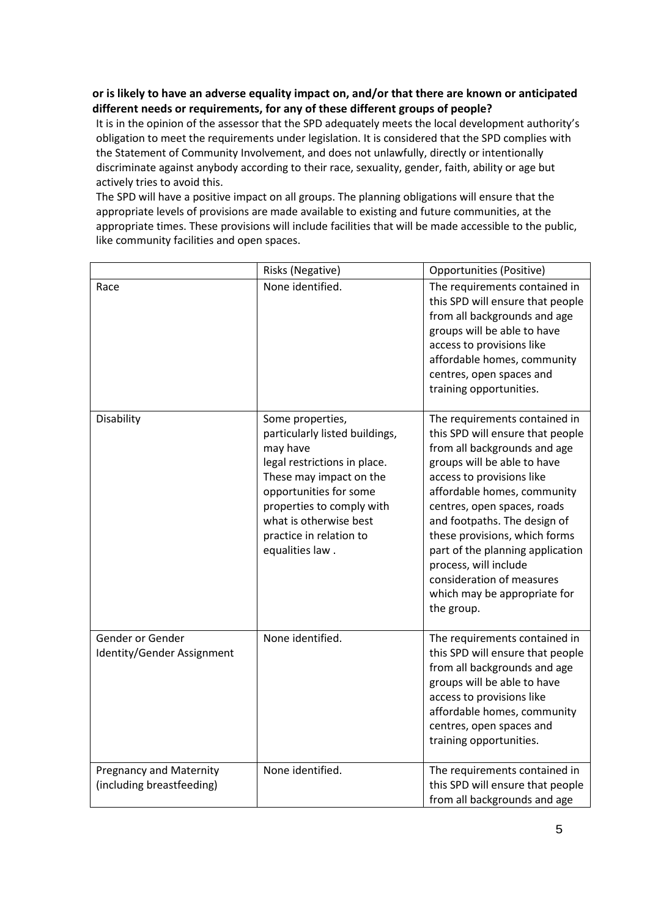**or is likely to have an adverse equality impact on, and/or that there are known or anticipated different needs or requirements, for any of these different groups of people?**

It is in the opinion of the assessor that the SPD adequately meets the local development authority's obligation to meet the requirements under legislation. It is considered that the SPD complies with the Statement of Community Involvement, and does not unlawfully, directly or intentionally discriminate against anybody according to their race, sexuality, gender, faith, ability or age but actively tries to avoid this.

The SPD will have a positive impact on all groups. The planning obligations will ensure that the appropriate levels of provisions are made available to existing and future communities, at the appropriate times. These provisions will include facilities that will be made accessible to the public, like community facilities and open spaces.

| | Risks (Negative) | Opportunities (Positive) |
|---|---|---|
| Race | None identified. | The requirements contained in this SPD will ensure that people from all backgrounds and age groups will be able to have access to provisions like affordable homes, community centres, open spaces and training opportunities. |
| Disability | Some properties, particularly listed buildings, may have legal restrictions in place. These may impact on the opportunities for some properties to comply with what is otherwise best practice in relation to equalities law . | The requirements contained in this SPD will ensure that people from all backgrounds and age groups will be able to have access to provisions like affordable homes, community centres, open spaces, roads and footpaths. The design of these provisions, which forms part of the planning application process, will include consideration of measures which may be appropriate for the group. |
| Gender or Gender Identity/Gender Assignment | None identified. | The requirements contained in this SPD will ensure that people from all backgrounds and age groups will be able to have access to provisions like affordable homes, community centres, open spaces and training opportunities. |
| Pregnancy and Maternity (including breastfeeding) | None identified. | The requirements contained in this SPD will ensure that people from all backgrounds and age |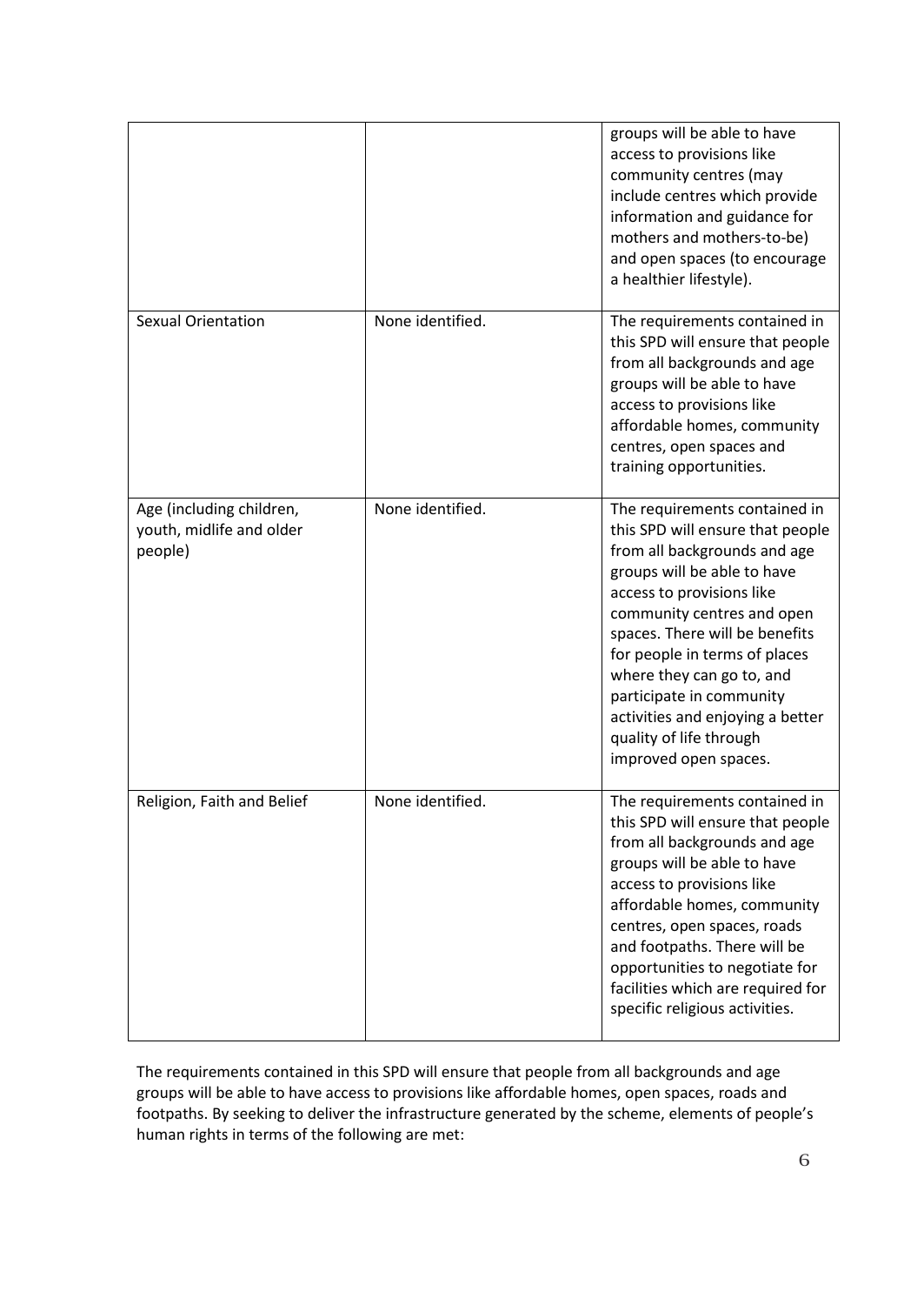| | | |
|---|---|---|
| | | groups will be able to have access to provisions like community centres (may include centres which provide information and guidance for mothers and mothers-to-be) and open spaces (to encourage a healthier lifestyle). |
| Sexual Orientation | None identified. | The requirements contained in this SPD will ensure that people from all backgrounds and age groups will be able to have access to provisions like affordable homes, community centres, open spaces and training opportunities. |
| Age (including children, youth, midlife and older people) | None identified. | The requirements contained in this SPD will ensure that people from all backgrounds and age groups will be able to have access to provisions like community centres and open spaces. There will be benefits for people in terms of places where they can go to, and participate in community activities and enjoying a better quality of life through improved open spaces. |
| Religion, Faith and Belief | None identified. | The requirements contained in this SPD will ensure that people from all backgrounds and age groups will be able to have access to provisions like affordable homes, community centres, open spaces, roads and footpaths. There will be opportunities to negotiate for facilities which are required for specific religious activities. |

The requirements contained in this SPD will ensure that people from all backgrounds and age groups will be able to have access to provisions like affordable homes, open spaces, roads and footpaths. By seeking to deliver the infrastructure generated by the scheme, elements of people's human rights in terms of the following are met: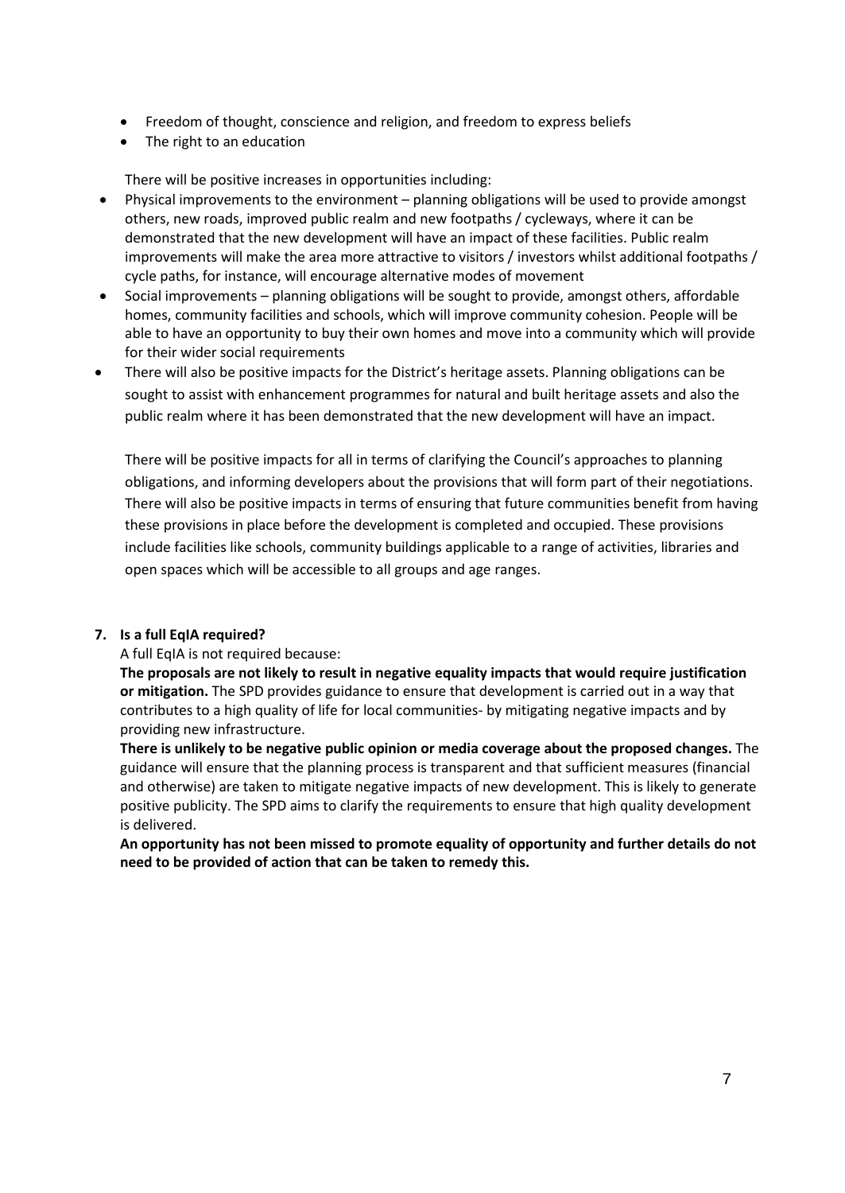- Freedom of thought, conscience and religion, and freedom to express beliefs
- The right to an education

There will be positive increases in opportunities including:

- Physical improvements to the environment – planning obligations will be used to provide amongst others, new roads, improved public realm and new footpaths / cycleways, where it can be demonstrated that the new development will have an impact of these facilities. Public realm improvements will make the area more attractive to visitors / investors whilst additional footpaths / cycle paths, for instance, will encourage alternative modes of movement
- Social improvements – planning obligations will be sought to provide, amongst others, affordable homes, community facilities and schools, which will improve community cohesion. People will be able to have an opportunity to buy their own homes and move into a community which will provide for their wider social requirements
- There will also be positive impacts for the District's heritage assets. Planning obligations can be sought to assist with enhancement programmes for natural and built heritage assets and also the public realm where it has been demonstrated that the new development will have an impact.

There will be positive impacts for all in terms of clarifying the Council's approaches to planning obligations, and informing developers about the provisions that will form part of their negotiations. There will also be positive impacts in terms of ensuring that future communities benefit from having these provisions in place before the development is completed and occupied. These provisions include facilities like schools, community buildings applicable to a range of activities, libraries and open spaces which will be accessible to all groups and age ranges.

**7. Is a full EqIA required?**

A full EqIA is not required because:

**The proposals are not likely to result in negative equality impacts that would require justification or mitigation.** The SPD provides guidance to ensure that development is carried out in a way that contributes to a high quality of life for local communities- by mitigating negative impacts and by providing new infrastructure.

**There is unlikely to be negative public opinion or media coverage about the proposed changes.** The guidance will ensure that the planning process is transparent and that sufficient measures (financial and otherwise) are taken to mitigate negative impacts of new development. This is likely to generate positive publicity. The SPD aims to clarify the requirements to ensure that high quality development is delivered.

**An opportunity has not been missed to promote equality of opportunity and further details do not need to be provided of action that can be taken to remedy this.**